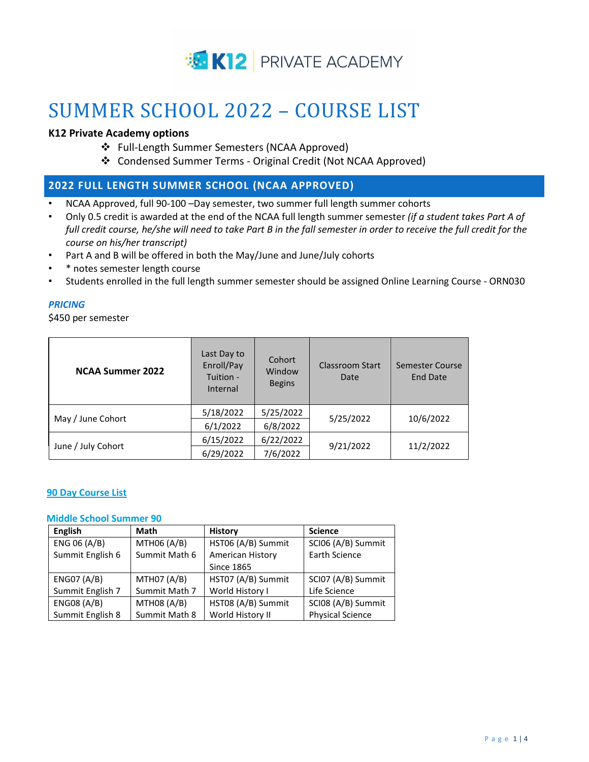# SUMMER SCHOOL 2022 – COURSE LIST

**K12 Private Academy options**

- Full-Length Summer Semesters (NCAA Approved)
- Condensed Summer Terms - Original Credit (Not NCAA Approved)

## 2022 FULL LENGTH SUMMER SCHOOL (NCAA APPROVED)

- NCAA Approved, full 90-100 –Day semester, two summer full length summer cohorts
- Only 0.5 credit is awarded at the end of the NCAA full length summer semester *(if a student takes Part A of full credit course, he/she will need to take Part B in the fall semester in order to receive the full credit for the course on his/her transcript)*
- Part A and B will be offered in both the May/June and June/July cohorts
- * notes semester length course
- Students enrolled in the full length summer semester should be assigned Online Learning Course - ORN030

***PRICING***

$450 per semester

| NCAA Summer 2022 | Last Day to Enroll/Pay Tuition - Internal | Cohort Window Begins | Classroom Start Date | Semester Course End Date |
|---|---|---|---|---|
| May / June Cohort | 5/18/2022 | 5/25/2022 | 5/25/2022 | 10/6/2022 |
| | 6/1/2022 | 6/8/2022 | | |
| June / July Cohort | 6/15/2022 | 6/22/2022 | 9/21/2022 | 11/2/2022 |
| | 6/29/2022 | 7/6/2022 | | |

### 90 Day Course List

#### Middle School Summer 90

| English | Math | History | Science |
|---|---|---|---|
| ENG 06 (A/B) Summit English 6 | MTH06 (A/B) Summit Math 6 | HST06 (A/B) Summit American History Since 1865 | SCI06 (A/B) Summit Earth Science |
| ENG07 (A/B) Summit English 7 | MTH07 (A/B) Summit Math 7 | HST07 (A/B) Summit World History I | SCI07 (A/B) Summit Life Science |
| ENG08 (A/B) Summit English 8 | MTH08 (A/B) Summit Math 8 | HST08 (A/B) Summit World History II | SCI08 (A/B) Summit Physical Science |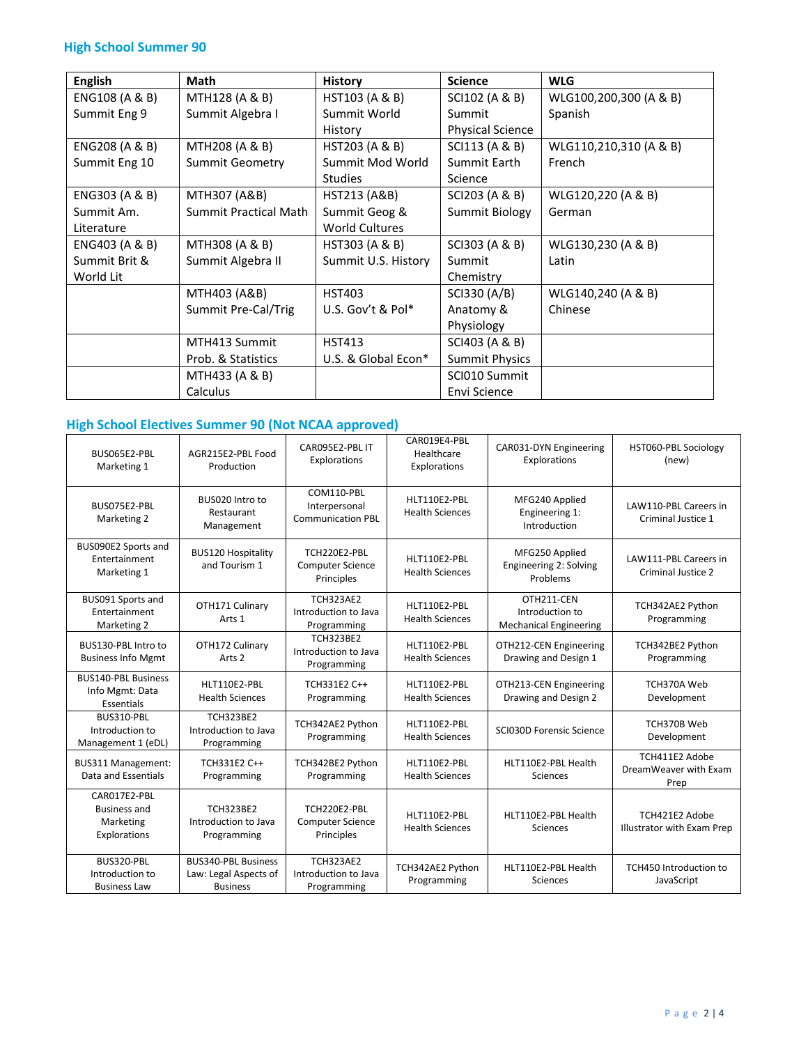## High School Summer 90

| English | Math | History | Science | WLG |
|---|---|---|---|---|
| ENG108 (A & B) Summit Eng 9 | MTH128 (A & B) Summit Algebra I | HST103 (A & B) Summit World History | SCI102 (A & B) Summit Physical Science | WLG100,200,300 (A & B) Spanish |
| ENG208 (A & B) Summit Eng 10 | MTH208 (A & B) Summit Geometry | HST203 (A & B) Summit Mod World Studies | SCI113 (A & B) Summit Earth Science | WLG110,210,310 (A & B) French |
| ENG303 (A & B) Summit Am. Literature | MTH307 (A&B) Summit Practical Math | HST213 (A&B) Summit Geog & World Cultures | SCI203 (A & B) Summit Biology | WLG120,220 (A & B) German |
| ENG403 (A & B) Summit Brit & World Lit | MTH308 (A & B) Summit Algebra II | HST303 (A & B) Summit U.S. History | SCI303 (A & B) Summit Chemistry | WLG130,230 (A & B) Latin |
| | MTH403 (A&B) Summit Pre-Cal/Trig | HST403 U.S. Gov't & Pol* | SCI330 (A/B) Anatomy & Physiology | WLG140,240 (A & B) Chinese |
| | MTH413 Summit Prob. & Statistics | HST413 U.S. & Global Econ* | SCI403 (A & B) Summit Physics | |
| | MTH433 (A & B) Calculus | | SCI010 Summit Envi Science | |

## High School Electives Summer 90 (Not NCAA approved)

| | | | | | |
|---|---|---|---|---|---|
| BUS065E2-PBL Marketing 1 | AGR215E2-PBL Food Production | CAR095E2-PBL IT Explorations | CAR019E4-PBL Healthcare Explorations | CAR031-DYN Engineering Explorations | HST060-PBL Sociology (new) |
| BUS075E2-PBL Marketing 2 | BUS020 Intro to Restaurant Management | COM110-PBL Interpersonal Communication PBL | HLT110E2-PBL Health Sciences | MFG240 Applied Engineering 1: Introduction | LAW110-PBL Careers in Criminal Justice 1 |
| BUS090E2 Sports and Entertainment Marketing 1 | BUS120 Hospitality and Tourism 1 | TCH220E2-PBL Computer Science Principles | HLT110E2-PBL Health Sciences | MFG250 Applied Engineering 2: Solving Problems | LAW111-PBL Careers in Criminal Justice 2 |
| BUS091 Sports and Entertainment Marketing 2 | OTH171 Culinary Arts 1 | TCH323AE2 Introduction to Java Programming | HLT110E2-PBL Health Sciences | OTH211-CEN Introduction to Mechanical Engineering | TCH342AE2 Python Programming |
| BUS130-PBL Intro to Business Info Mgmt | OTH172 Culinary Arts 2 | TCH323BE2 Introduction to Java Programming | HLT110E2-PBL Health Sciences | OTH212-CEN Engineering Drawing and Design 1 | TCH342BE2 Python Programming |
| BUS140-PBL Business Info Mgmt: Data Essentials | HLT110E2-PBL Health Sciences | TCH331E2 C++ Programming | HLT110E2-PBL Health Sciences | OTH213-CEN Engineering Drawing and Design 2 | TCH370A Web Development |
| BUS310-PBL Introduction to Management 1 (eDL) | TCH323BE2 Introduction to Java Programming | TCH342AE2 Python Programming | HLT110E2-PBL Health Sciences | SCI030D Forensic Science | TCH370B Web Development |
| BUS311 Management: Data and Essentials | TCH331E2 C++ Programming | TCH342BE2 Python Programming | HLT110E2-PBL Health Sciences | HLT110E2-PBL Health Sciences | TCH411E2 Adobe DreamWeaver with Exam Prep |
| CAR017E2-PBL Business and Marketing Explorations | TCH323BE2 Introduction to Java Programming | TCH220E2-PBL Computer Science Principles | HLT110E2-PBL Health Sciences | HLT110E2-PBL Health Sciences | TCH421E2 Adobe Illustrator with Exam Prep |
| BUS320-PBL Introduction to Business Law | BUS340-PBL Business Law: Legal Aspects of Business | TCH323AE2 Introduction to Java Programming | TCH342AE2 Python Programming | HLT110E2-PBL Health Sciences | TCH450 Introduction to JavaScript |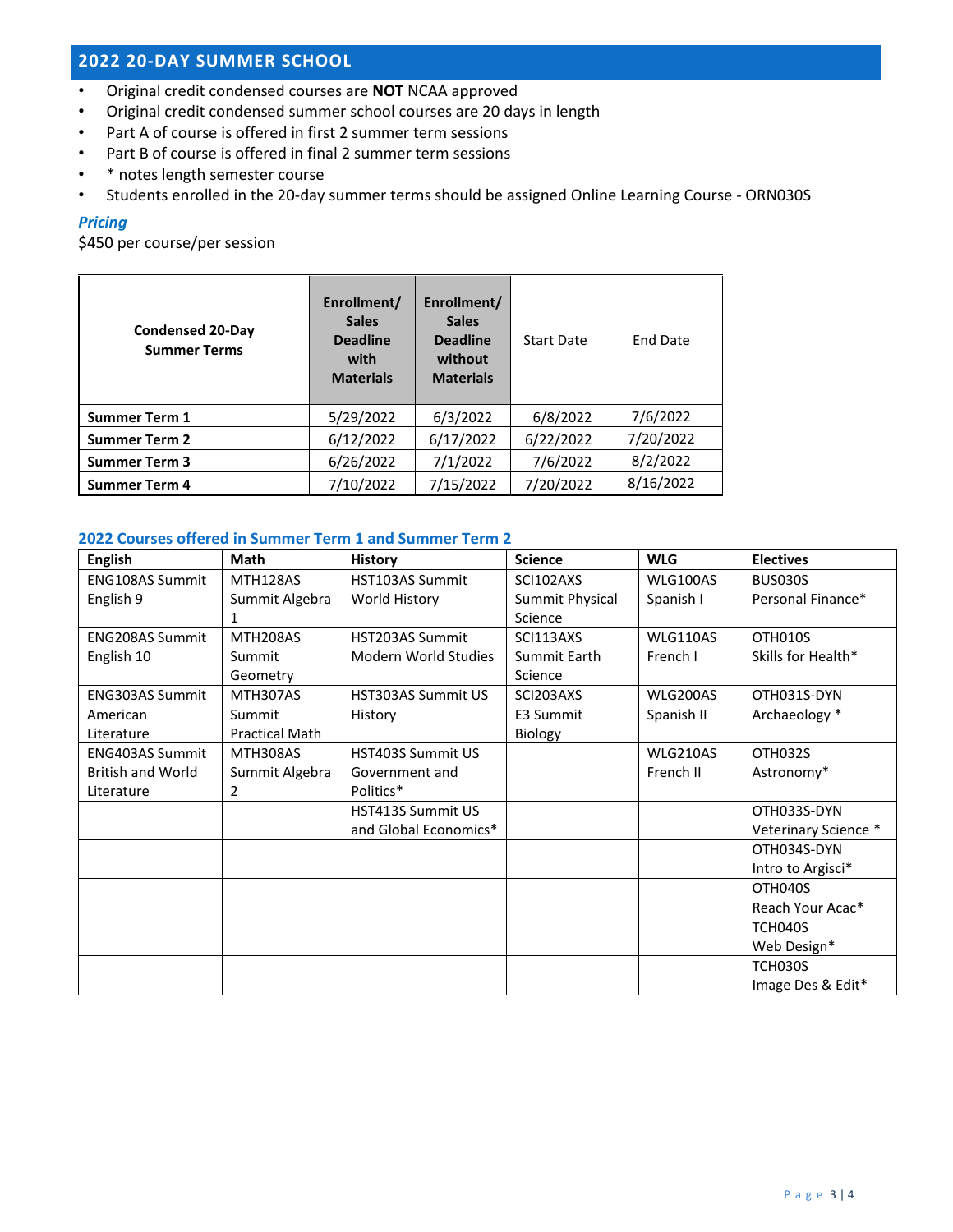## 2022 20-DAY SUMMER SCHOOL

- Original credit condensed courses are **NOT** NCAA approved
- Original credit condensed summer school courses are 20 days in length
- Part A of course is offered in first 2 summer term sessions
- Part B of course is offered in final 2 summer term sessions
- * notes length semester course
- Students enrolled in the 20-day summer terms should be assigned Online Learning Course - ORN030S

### *Pricing*

$450 per course/per session

| Condensed 20-Day Summer Terms | Enrollment/ Sales Deadline with Materials | Enrollment/ Sales Deadline without Materials | Start Date | End Date |
|---|---|---|---|---|
| **Summer Term 1** | 5/29/2022 | 6/3/2022 | 6/8/2022 | 7/6/2022 |
| **Summer Term 2** | 6/12/2022 | 6/17/2022 | 6/22/2022 | 7/20/2022 |
| **Summer Term 3** | 6/26/2022 | 7/1/2022 | 7/6/2022 | 8/2/2022 |
| **Summer Term 4** | 7/10/2022 | 7/15/2022 | 7/20/2022 | 8/16/2022 |

### 2022 Courses offered in Summer Term 1 and Summer Term 2

| English | Math | History | Science | WLG | Electives |
|---|---|---|---|---|---|
| ENG108AS Summit English 9 | MTH128AS Summit Algebra 1 | HST103AS Summit World History | SCI102AXS Summit Physical Science | WLG100AS Spanish I | BUS030S Personal Finance* |
| ENG208AS Summit English 10 | MTH208AS Summit Geometry | HST203AS Summit Modern World Studies | SCI113AXS Summit Earth Science | WLG110AS French I | OTH010S Skills for Health* |
| ENG303AS Summit American Literature | MTH307AS Summit Practical Math | HST303AS Summit US History | SCI203AXS E3 Summit Biology | WLG200AS Spanish II | OTH031S-DYN Archaeology * |
| ENG403AS Summit British and World Literature | MTH308AS Summit Algebra 2 | HST403S Summit US Government and Politics* | | WLG210AS French II | OTH032S Astronomy* |
| | | HST413S Summit US and Global Economics* | | | OTH033S-DYN Veterinary Science * |
| | | | | | OTH034S-DYN Intro to Argisci* |
| | | | | | OTH040S Reach Your Acac* |
| | | | | | TCH040S Web Design* |
| | | | | | TCH030S Image Des & Edit* |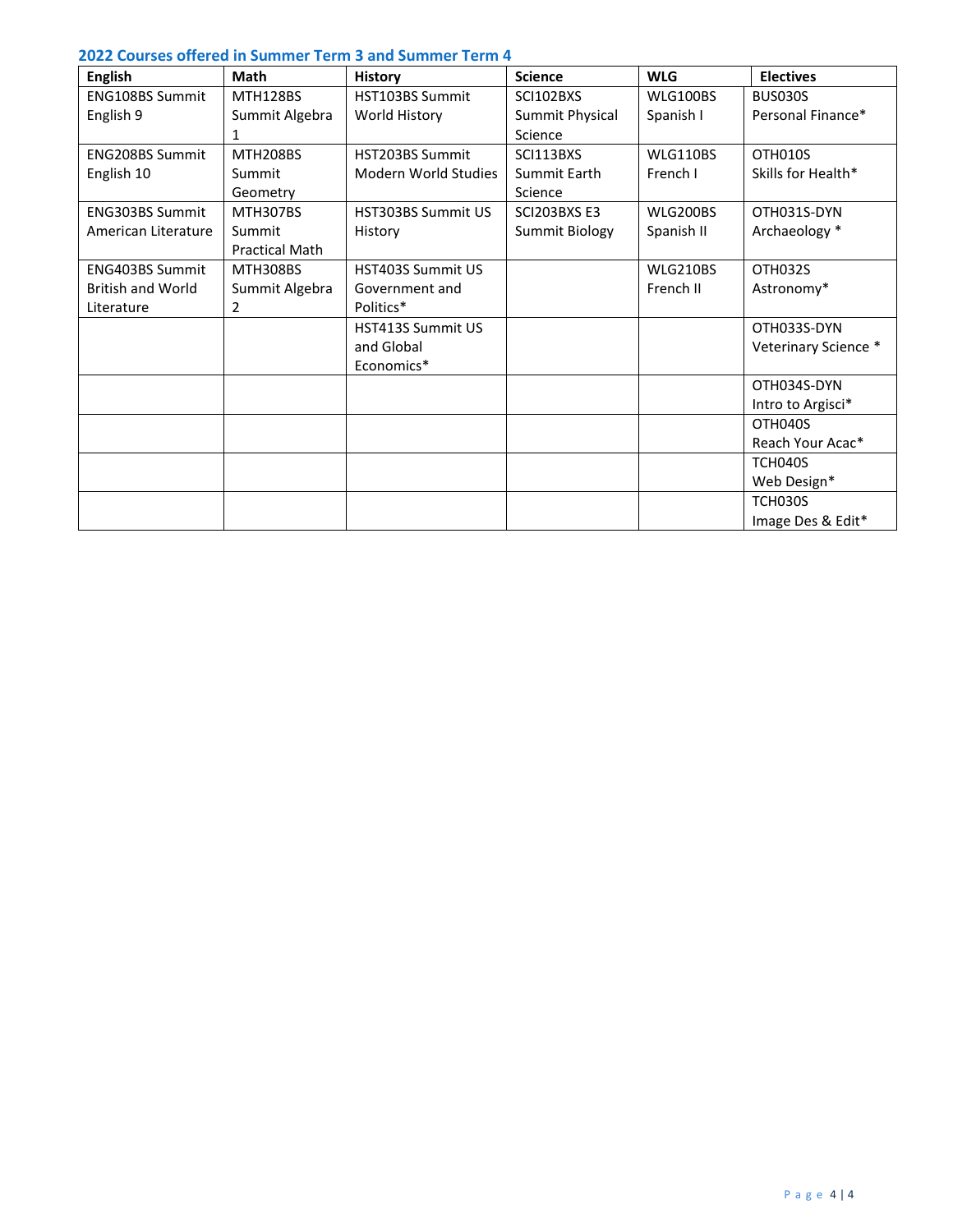### 2022 Courses offered in Summer Term 3 and Summer Term 4

| English | Math | History | Science | WLG | Electives |
|---|---|---|---|---|---|
| ENG108BS Summit English 9 | MTH128BS Summit Algebra 1 | HST103BS Summit World History | SCI102BXS Summit Physical Science | WLG100BS Spanish I | BUS030S Personal Finance* |
| ENG208BS Summit English 10 | MTH208BS Summit Geometry | HST203BS Summit Modern World Studies | SCI113BXS Summit Earth Science | WLG110BS French I | OTH010S Skills for Health* |
| ENG303BS Summit American Literature | MTH307BS Summit Practical Math | HST303BS Summit US History | SCI203BXS E3 Summit Biology | WLG200BS Spanish II | OTH031S-DYN Archaeology * |
| ENG403BS Summit British and World Literature | MTH308BS Summit Algebra 2 | HST403S Summit US Government and Politics* | | WLG210BS French II | OTH032S Astronomy* |
| | | HST413S Summit US and Global Economics* | | | OTH033S-DYN Veterinary Science * |
| | | | | | OTH034S-DYN Intro to Argsci* |
| | | | | | OTH040S Reach Your Acac* |
| | | | | | TCH040S Web Design* |
| | | | | | TCH030S Image Des & Edit* |